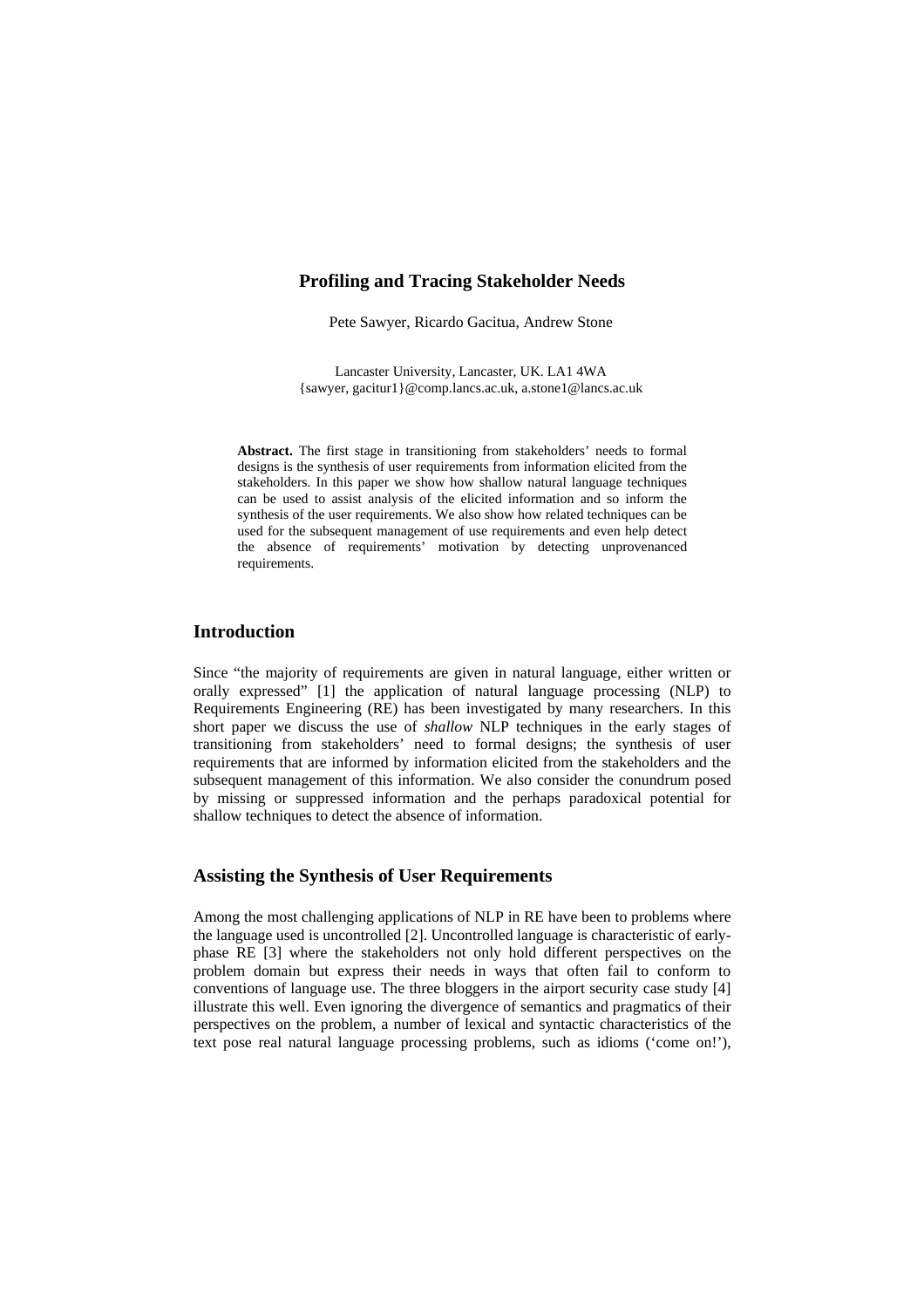# Profiling and Tracing Stakeholder Needs

Pete Sawyer, Ricardo Gacitua, Andrew Stone

Lancaster University, Lancaster, UK. LA1 4WA
{sawyer, gacitur1}@comp.lancs.ac.uk, a.stone1@lancs.ac.uk

**Abstract.** The first stage in transitioning from stakeholders' needs to formal designs is the synthesis of user requirements from information elicited from the stakeholders. In this paper we show how shallow natural language techniques can be used to assist analysis of the elicited information and so inform the synthesis of the user requirements. We also show how related techniques can be used for the subsequent management of use requirements and even help detect the absence of requirements' motivation by detecting unprovenanced requirements.

## Introduction

Since "the majority of requirements are given in natural language, either written or orally expressed" [1] the application of natural language processing (NLP) to Requirements Engineering (RE) has been investigated by many researchers. In this short paper we discuss the use of *shallow* NLP techniques in the early stages of transitioning from stakeholders' need to formal designs; the synthesis of user requirements that are informed by information elicited from the stakeholders and the subsequent management of this information. We also consider the conundrum posed by missing or suppressed information and the perhaps paradoxical potential for shallow techniques to detect the absence of information.

## Assisting the Synthesis of User Requirements

Among the most challenging applications of NLP in RE have been to problems where the language used is uncontrolled [2]. Uncontrolled language is characteristic of early-phase RE [3] where the stakeholders not only hold different perspectives on the problem domain but express their needs in ways that often fail to conform to conventions of language use. The three bloggers in the airport security case study [4] illustrate this well. Even ignoring the divergence of semantics and pragmatics of their perspectives on the problem, a number of lexical and syntactic characteristics of the text pose real natural language processing problems, such as idioms ('come on!'),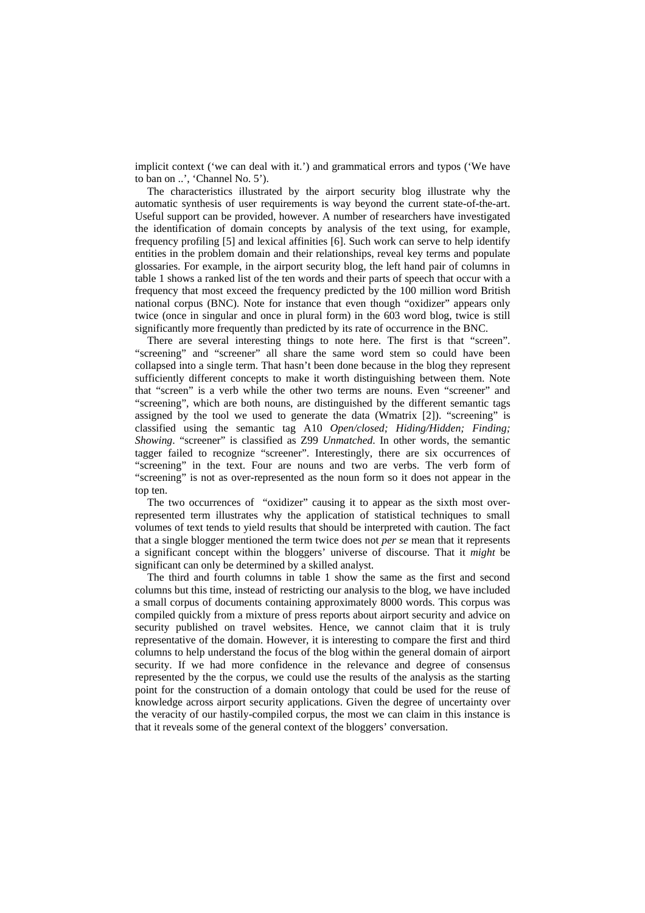implicit context ('we can deal with it.') and grammatical errors and typos ('We have to ban on ..', 'Channel No. 5').

The characteristics illustrated by the airport security blog illustrate why the automatic synthesis of user requirements is way beyond the current state-of-the-art. Useful support can be provided, however. A number of researchers have investigated the identification of domain concepts by analysis of the text using, for example, frequency profiling [5] and lexical affinities [6]. Such work can serve to help identify entities in the problem domain and their relationships, reveal key terms and populate glossaries. For example, in the airport security blog, the left hand pair of columns in table 1 shows a ranked list of the ten words and their parts of speech that occur with a frequency that most exceed the frequency predicted by the 100 million word British national corpus (BNC). Note for instance that even though "oxidizer" appears only twice (once in singular and once in plural form) in the 603 word blog, twice is still significantly more frequently than predicted by its rate of occurrence in the BNC.

There are several interesting things to note here. The first is that "screen". "screening" and "screener" all share the same word stem so could have been collapsed into a single term. That hasn't been done because in the blog they represent sufficiently different concepts to make it worth distinguishing between them. Note that "screen" is a verb while the other two terms are nouns. Even "screener" and "screening", which are both nouns, are distinguished by the different semantic tags assigned by the tool we used to generate the data (Wmatrix [2]). "screening" is classified using the semantic tag A10 *Open/closed; Hiding/Hidden; Finding; Showing*. "screener" is classified as Z99 *Unmatched*. In other words, the semantic tagger failed to recognize "screener". Interestingly, there are six occurrences of "screening" in the text. Four are nouns and two are verbs. The verb form of "screening" is not as over-represented as the noun form so it does not appear in the top ten.

The two occurrences of "oxidizer" causing it to appear as the sixth most over-represented term illustrates why the application of statistical techniques to small volumes of text tends to yield results that should be interpreted with caution. The fact that a single blogger mentioned the term twice does not *per se* mean that it represents a significant concept within the bloggers' universe of discourse. That it *might* be significant can only be determined by a skilled analyst.

The third and fourth columns in table 1 show the same as the first and second columns but this time, instead of restricting our analysis to the blog, we have included a small corpus of documents containing approximately 8000 words. This corpus was compiled quickly from a mixture of press reports about airport security and advice on security published on travel websites. Hence, we cannot claim that it is truly representative of the domain. However, it is interesting to compare the first and third columns to help understand the focus of the blog within the general domain of airport security. If we had more confidence in the relevance and degree of consensus represented by the the corpus, we could use the results of the analysis as the starting point for the construction of a domain ontology that could be used for the reuse of knowledge across airport security applications. Given the degree of uncertainty over the veracity of our hastily-compiled corpus, the most we can claim in this instance is that it reveals some of the general context of the bloggers' conversation.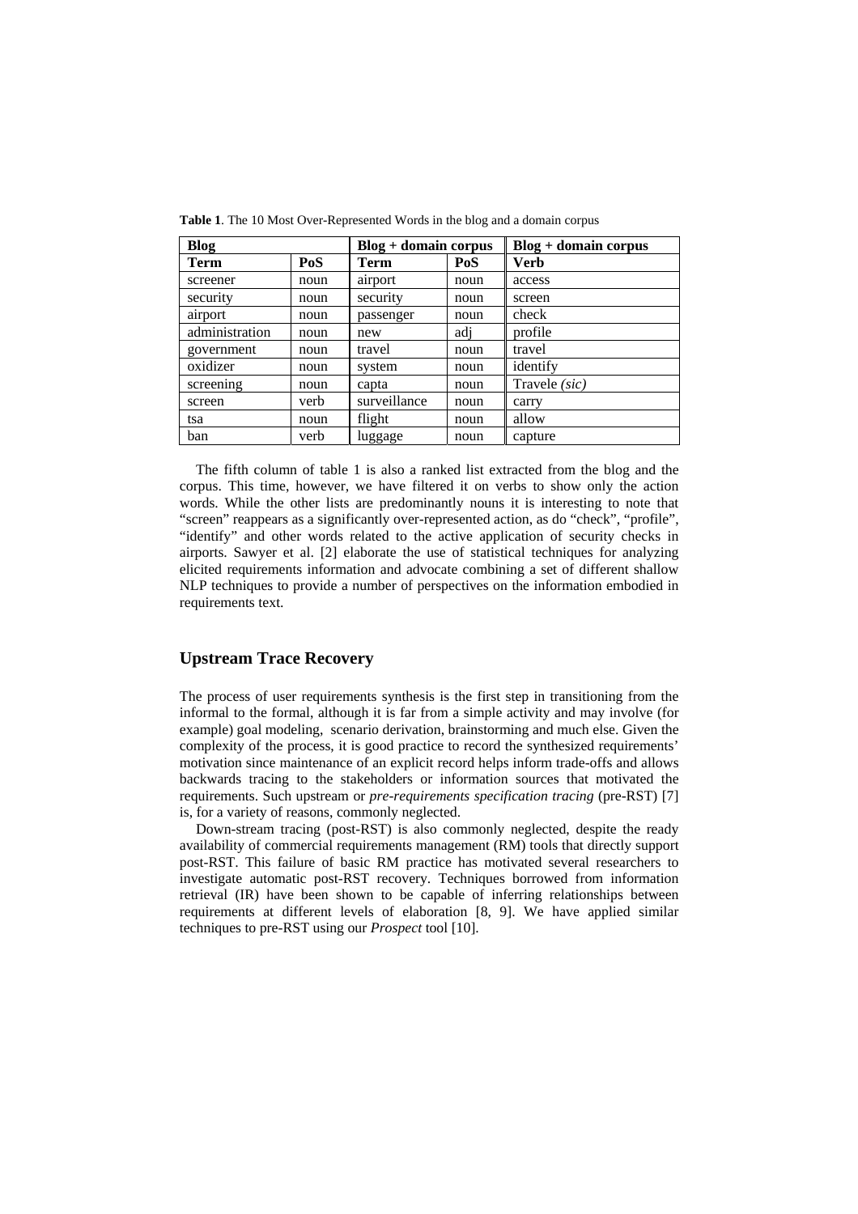**Table 1**. The 10 Most Over-Represented Words in the blog and a domain corpus

| Blog | | Blog + domain corpus | | Blog + domain corpus |
|---|---|---|---|---|
| **Term** | **PoS** | **Term** | **PoS** | **Verb** |
| screener | noun | airport | noun | access |
| security | noun | security | noun | screen |
| airport | noun | passenger | noun | check |
| administration | noun | new | adj | profile |
| government | noun | travel | noun | travel |
| oxidizer | noun | system | noun | identify |
| screening | noun | capta | noun | Travele *(sic)* |
| screen | verb | surveillance | noun | carry |
| tsa | noun | flight | noun | allow |
| ban | verb | luggage | noun | capture |

The fifth column of table 1 is also a ranked list extracted from the blog and the corpus. This time, however, we have filtered it on verbs to show only the action words. While the other lists are predominantly nouns it is interesting to note that "screen" reappears as a significantly over-represented action, as do "check", "profile", "identify" and other words related to the active application of security checks in airports. Sawyer et al. [2] elaborate the use of statistical techniques for analyzing elicited requirements information and advocate combining a set of different shallow NLP techniques to provide a number of perspectives on the information embodied in requirements text.

## Upstream Trace Recovery

The process of user requirements synthesis is the first step in transitioning from the informal to the formal, although it is far from a simple activity and may involve (for example) goal modeling, scenario derivation, brainstorming and much else. Given the complexity of the process, it is good practice to record the synthesized requirements' motivation since maintenance of an explicit record helps inform trade-offs and allows backwards tracing to the stakeholders or information sources that motivated the requirements. Such upstream or *pre-requirements specification tracing* (pre-RST) [7] is, for a variety of reasons, commonly neglected.

Down-stream tracing (post-RST) is also commonly neglected, despite the ready availability of commercial requirements management (RM) tools that directly support post-RST. This failure of basic RM practice has motivated several researchers to investigate automatic post-RST recovery. Techniques borrowed from information retrieval (IR) have been shown to be capable of inferring relationships between requirements at different levels of elaboration [8, 9]. We have applied similar techniques to pre-RST using our *Prospect* tool [10].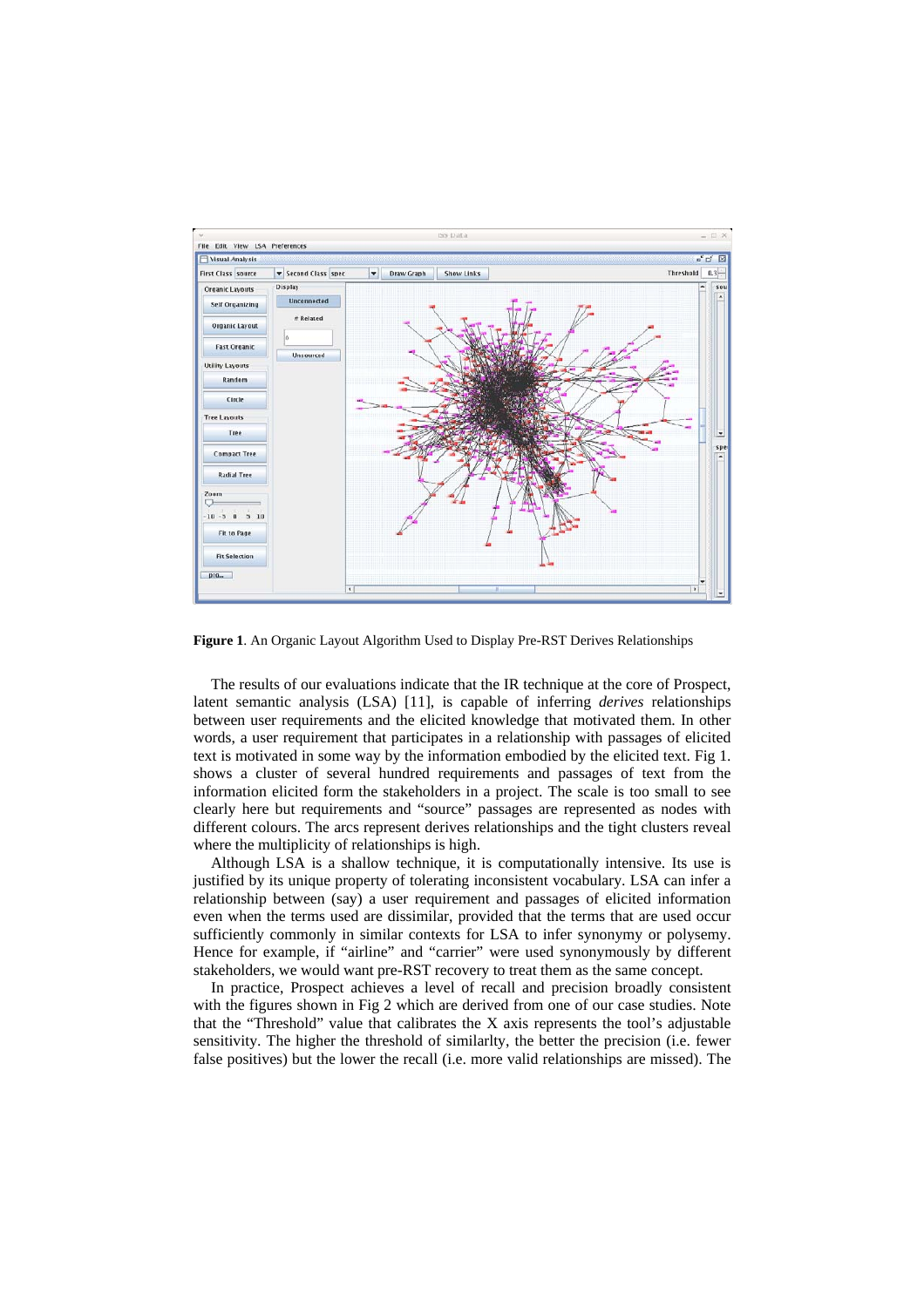**Figure 1**. An Organic Layout Algorithm Used to Display Pre-RST Derives Relationships

The results of our evaluations indicate that the IR technique at the core of Prospect, latent semantic analysis (LSA) [11], is capable of inferring *derives* relationships between user requirements and the elicited knowledge that motivated them. In other words, a user requirement that participates in a relationship with passages of elicited text is motivated in some way by the information embodied by the elicited text. Fig 1. shows a cluster of several hundred requirements and passages of text from the information elicited form the stakeholders in a project. The scale is too small to see clearly here but requirements and "source" passages are represented as nodes with different colours. The arcs represent derives relationships and the tight clusters reveal where the multiplicity of relationships is high.

Although LSA is a shallow technique, it is computationally intensive. Its use is justified by its unique property of tolerating inconsistent vocabulary. LSA can infer a relationship between (say) a user requirement and passages of elicited information even when the terms used are dissimilar, provided that the terms that are used occur sufficiently commonly in similar contexts for LSA to infer synonymy or polysemy. Hence for example, if "airline" and "carrier" were used synonymously by different stakeholders, we would want pre-RST recovery to treat them as the same concept.

In practice, Prospect achieves a level of recall and precision broadly consistent with the figures shown in Fig 2 which are derived from one of our case studies. Note that the "Threshold" value that calibrates the X axis represents the tool's adjustable sensitivity. The higher the threshold of similarlty, the better the precision (i.e. fewer false positives) but the lower the recall (i.e. more valid relationships are missed). The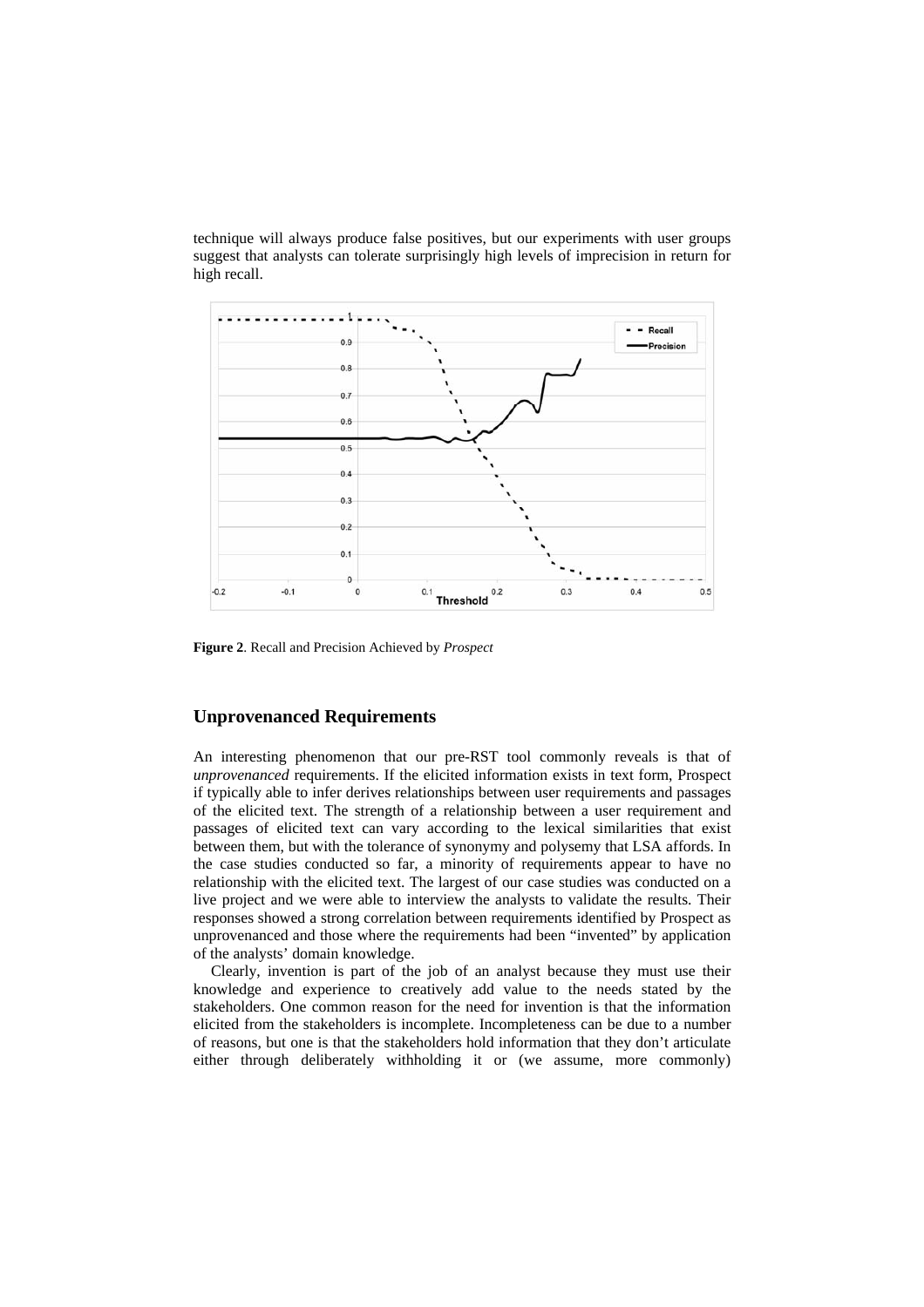technique will always produce false positives, but our experiments with user groups suggest that analysts can tolerate surprisingly high levels of imprecision in return for high recall.

**Figure 2**. Recall and Precision Achieved by *Prospect*

## Unprovenanced Requirements

An interesting phenomenon that our pre-RST tool commonly reveals is that of *unprovenanced* requirements. If the elicited information exists in text form, Prospect if typically able to infer derives relationships between user requirements and passages of the elicited text. The strength of a relationship between a user requirement and passages of elicited text can vary according to the lexical similarities that exist between them, but with the tolerance of synonymy and polysemy that LSA affords. In the case studies conducted so far, a minority of requirements appear to have no relationship with the elicited text. The largest of our case studies was conducted on a live project and we were able to interview the analysts to validate the results. Their responses showed a strong correlation between requirements identified by Prospect as unprovenanced and those where the requirements had been "invented" by application of the analysts' domain knowledge.

Clearly, invention is part of the job of an analyst because they must use their knowledge and experience to creatively add value to the needs stated by the stakeholders. One common reason for the need for invention is that the information elicited from the stakeholders is incomplete. Incompleteness can be due to a number of reasons, but one is that the stakeholders hold information that they don't articulate either through deliberately withholding it or (we assume, more commonly)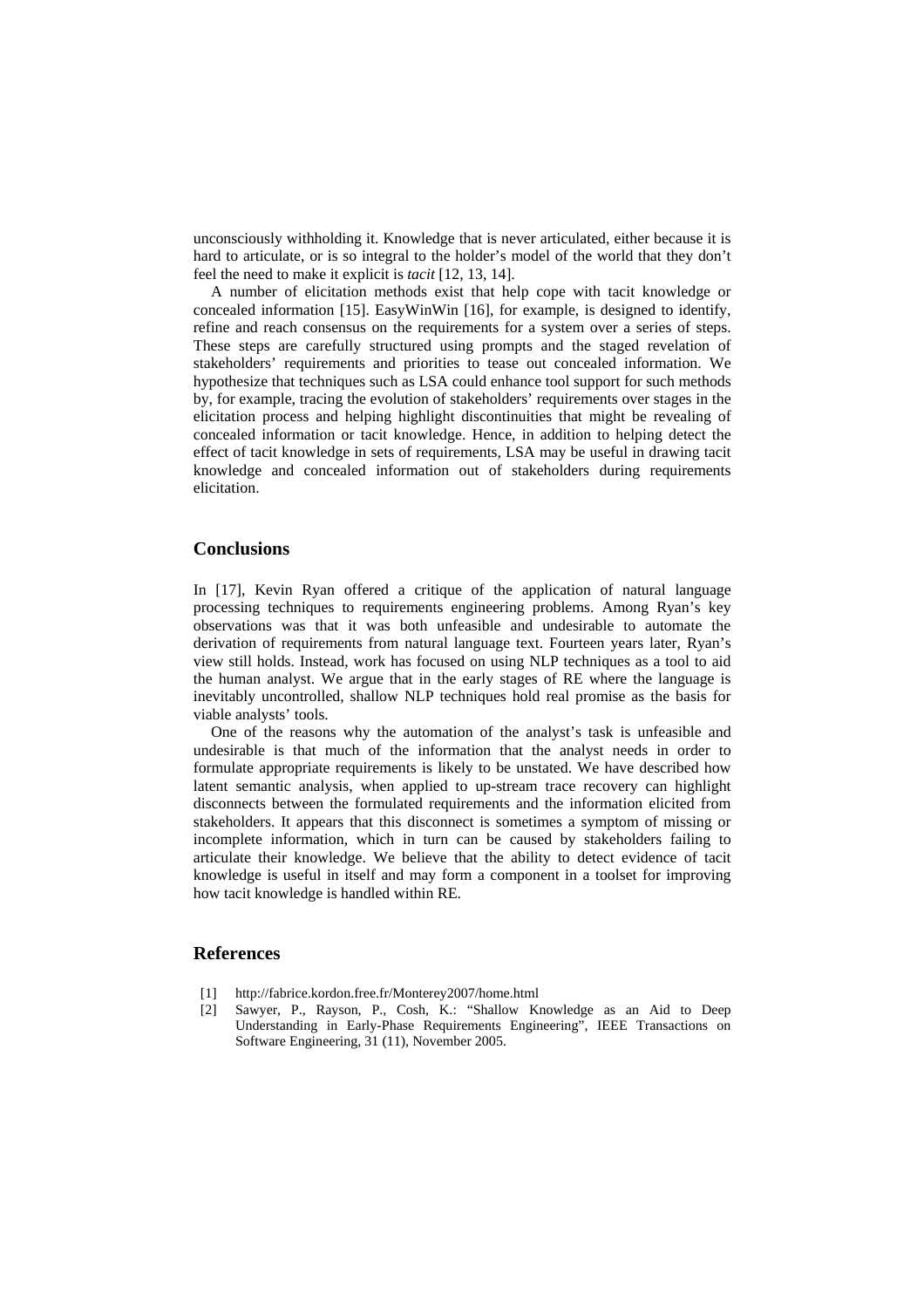unconsciously withholding it. Knowledge that is never articulated, either because it is hard to articulate, or is so integral to the holder's model of the world that they don't feel the need to make it explicit is *tacit* [12, 13, 14].

A number of elicitation methods exist that help cope with tacit knowledge or concealed information [15]. EasyWinWin [16], for example, is designed to identify, refine and reach consensus on the requirements for a system over a series of steps. These steps are carefully structured using prompts and the staged revelation of stakeholders' requirements and priorities to tease out concealed information. We hypothesize that techniques such as LSA could enhance tool support for such methods by, for example, tracing the evolution of stakeholders' requirements over stages in the elicitation process and helping highlight discontinuities that might be revealing of concealed information or tacit knowledge. Hence, in addition to helping detect the effect of tacit knowledge in sets of requirements, LSA may be useful in drawing tacit knowledge and concealed information out of stakeholders during requirements elicitation.

## Conclusions

In [17], Kevin Ryan offered a critique of the application of natural language processing techniques to requirements engineering problems. Among Ryan's key observations was that it was both unfeasible and undesirable to automate the derivation of requirements from natural language text. Fourteen years later, Ryan's view still holds. Instead, work has focused on using NLP techniques as a tool to aid the human analyst. We argue that in the early stages of RE where the language is inevitably uncontrolled, shallow NLP techniques hold real promise as the basis for viable analysts' tools.

One of the reasons why the automation of the analyst's task is unfeasible and undesirable is that much of the information that the analyst needs in order to formulate appropriate requirements is likely to be unstated. We have described how latent semantic analysis, when applied to up-stream trace recovery can highlight disconnects between the formulated requirements and the information elicited from stakeholders. It appears that this disconnect is sometimes a symptom of missing or incomplete information, which in turn can be caused by stakeholders failing to articulate their knowledge. We believe that the ability to detect evidence of tacit knowledge is useful in itself and may form a component in a toolset for improving how tacit knowledge is handled within RE.

## References

[1] http://fabrice.kordon.free.fr/Monterey2007/home.html

[2] Sawyer, P., Rayson, P., Cosh, K.: "Shallow Knowledge as an Aid to Deep Understanding in Early-Phase Requirements Engineering", IEEE Transactions on Software Engineering, 31 (11), November 2005.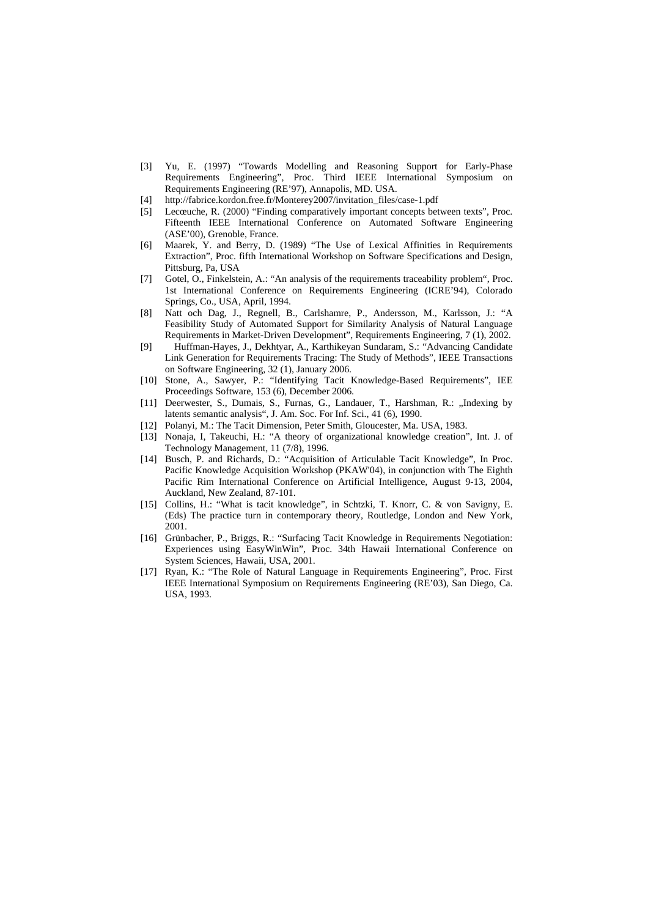[3] Yu, E. (1997) "Towards Modelling and Reasoning Support for Early-Phase Requirements Engineering", Proc. Third IEEE International Symposium on Requirements Engineering (RE'97), Annapolis, MD. USA.

[4] http://fabrice.kordon.free.fr/Monterey2007/invitation_files/case-1.pdf

[5] Lecœuche, R. (2000) "Finding comparatively important concepts between texts", Proc. Fifteenth IEEE International Conference on Automated Software Engineering (ASE'00), Grenoble, France.

[6] Maarek, Y. and Berry, D. (1989) "The Use of Lexical Affinities in Requirements Extraction", Proc. fifth International Workshop on Software Specifications and Design, Pittsburg, Pa, USA

[7] Gotel, O., Finkelstein, A.: "An analysis of the requirements traceability problem", Proc. 1st International Conference on Requirements Engineering (ICRE'94), Colorado Springs, Co., USA, April, 1994.

[8] Natt och Dag, J., Regnell, B., Carlshamre, P., Andersson, M., Karlsson, J.: "A Feasibility Study of Automated Support for Similarity Analysis of Natural Language Requirements in Market-Driven Development", Requirements Engineering, 7 (1), 2002.

[9] Huffman-Hayes, J., Dekhtyar, A., Karthikeyan Sundaram, S.: "Advancing Candidate Link Generation for Requirements Tracing: The Study of Methods", IEEE Transactions on Software Engineering, 32 (1), January 2006.

[10] Stone, A., Sawyer, P.: "Identifying Tacit Knowledge-Based Requirements", IEE Proceedings Software, 153 (6), December 2006.

[11] Deerwester, S., Dumais, S., Furnas, G., Landauer, T., Harshman, R.: „Indexing by latents semantic analysis", J. Am. Soc. For Inf. Sci., 41 (6), 1990.

[12] Polanyi, M.: The Tacit Dimension, Peter Smith, Gloucester, Ma. USA, 1983.

[13] Nonaja, I, Takeuchi, H.: "A theory of organizational knowledge creation", Int. J. of Technology Management, 11 (7/8), 1996.

[14] Busch, P. and Richards, D.: "Acquisition of Articulable Tacit Knowledge", In Proc. Pacific Knowledge Acquisition Workshop (PKAW'04), in conjunction with The Eighth Pacific Rim International Conference on Artificial Intelligence, August 9-13, 2004, Auckland, New Zealand, 87-101.

[15] Collins, H.: "What is tacit knowledge", in Schtzki, T. Knorr, C. & von Savigny, E. (Eds) The practice turn in contemporary theory, Routledge, London and New York, 2001.

[16] Grünbacher, P., Briggs, R.: "Surfacing Tacit Knowledge in Requirements Negotiation: Experiences using EasyWinWin", Proc. 34th Hawaii International Conference on System Sciences, Hawaii, USA, 2001.

[17] Ryan, K.: "The Role of Natural Language in Requirements Engineering", Proc. First IEEE International Symposium on Requirements Engineering (RE'03), San Diego, Ca. USA, 1993.